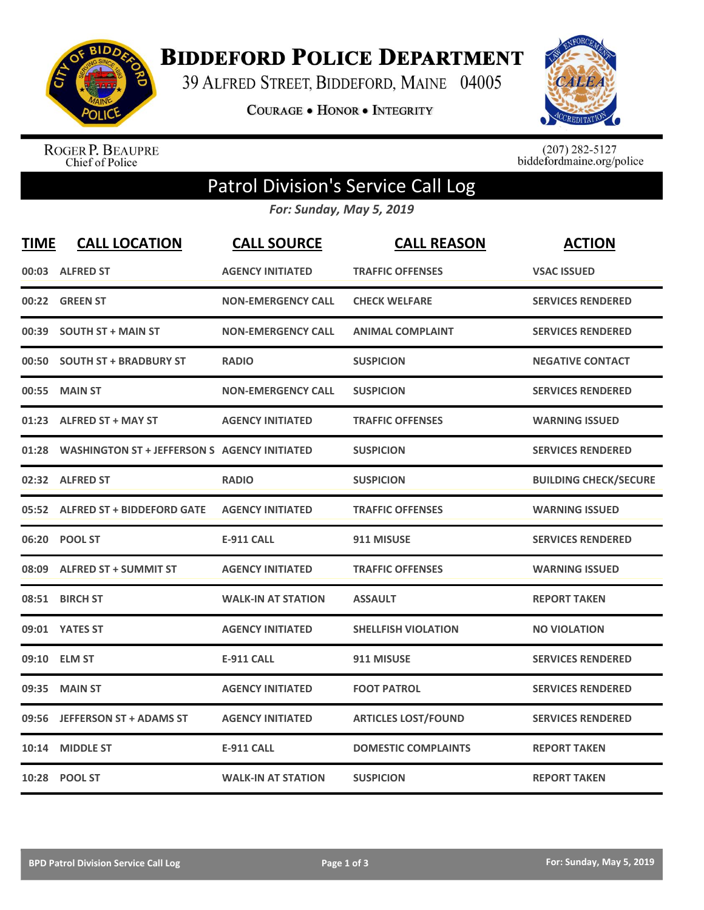# Biddeford Police Department

39 Alfred Street, Biddeford, Maine 04005

Courage • Honor • Integrity

Roger P. Beaupre
Chief of Police

(207) 282-5127
biddefordmaine.org/police

## Patrol Division's Service Call Log

*For: Sunday, May 5, 2019*

| TIME | CALL LOCATION | CALL SOURCE | CALL REASON | ACTION |
|---|---|---|---|---|
| 00:03 | ALFRED ST | AGENCY INITIATED | TRAFFIC OFFENSES | VSAC ISSUED |
| 00:22 | GREEN ST | NON-EMERGENCY CALL | CHECK WELFARE | SERVICES RENDERED |
| 00:39 | SOUTH ST + MAIN ST | NON-EMERGENCY CALL | ANIMAL COMPLAINT | SERVICES RENDERED |
| 00:50 | SOUTH ST + BRADBURY ST | RADIO | SUSPICION | NEGATIVE CONTACT |
| 00:55 | MAIN ST | NON-EMERGENCY CALL | SUSPICION | SERVICES RENDERED |
| 01:23 | ALFRED ST + MAY ST | AGENCY INITIATED | TRAFFIC OFFENSES | WARNING ISSUED |
| 01:28 | WASHINGTON ST + JEFFERSON S | AGENCY INITIATED | SUSPICION | SERVICES RENDERED |
| 02:32 | ALFRED ST | RADIO | SUSPICION | BUILDING CHECK/SECURE |
| 05:52 | ALFRED ST + BIDDEFORD GATE | AGENCY INITIATED | TRAFFIC OFFENSES | WARNING ISSUED |
| 06:20 | POOL ST | E-911 CALL | 911 MISUSE | SERVICES RENDERED |
| 08:09 | ALFRED ST + SUMMIT ST | AGENCY INITIATED | TRAFFIC OFFENSES | WARNING ISSUED |
| 08:51 | BIRCH ST | WALK-IN AT STATION | ASSAULT | REPORT TAKEN |
| 09:01 | YATES ST | AGENCY INITIATED | SHELLFISH VIOLATION | NO VIOLATION |
| 09:10 | ELM ST | E-911 CALL | 911 MISUSE | SERVICES RENDERED |
| 09:35 | MAIN ST | AGENCY INITIATED | FOOT PATROL | SERVICES RENDERED |
| 09:56 | JEFFERSON ST + ADAMS ST | AGENCY INITIATED | ARTICLES LOST/FOUND | SERVICES RENDERED |
| 10:14 | MIDDLE ST | E-911 CALL | DOMESTIC COMPLAINTS | REPORT TAKEN |
| 10:28 | POOL ST | WALK-IN AT STATION | SUSPICION | REPORT TAKEN |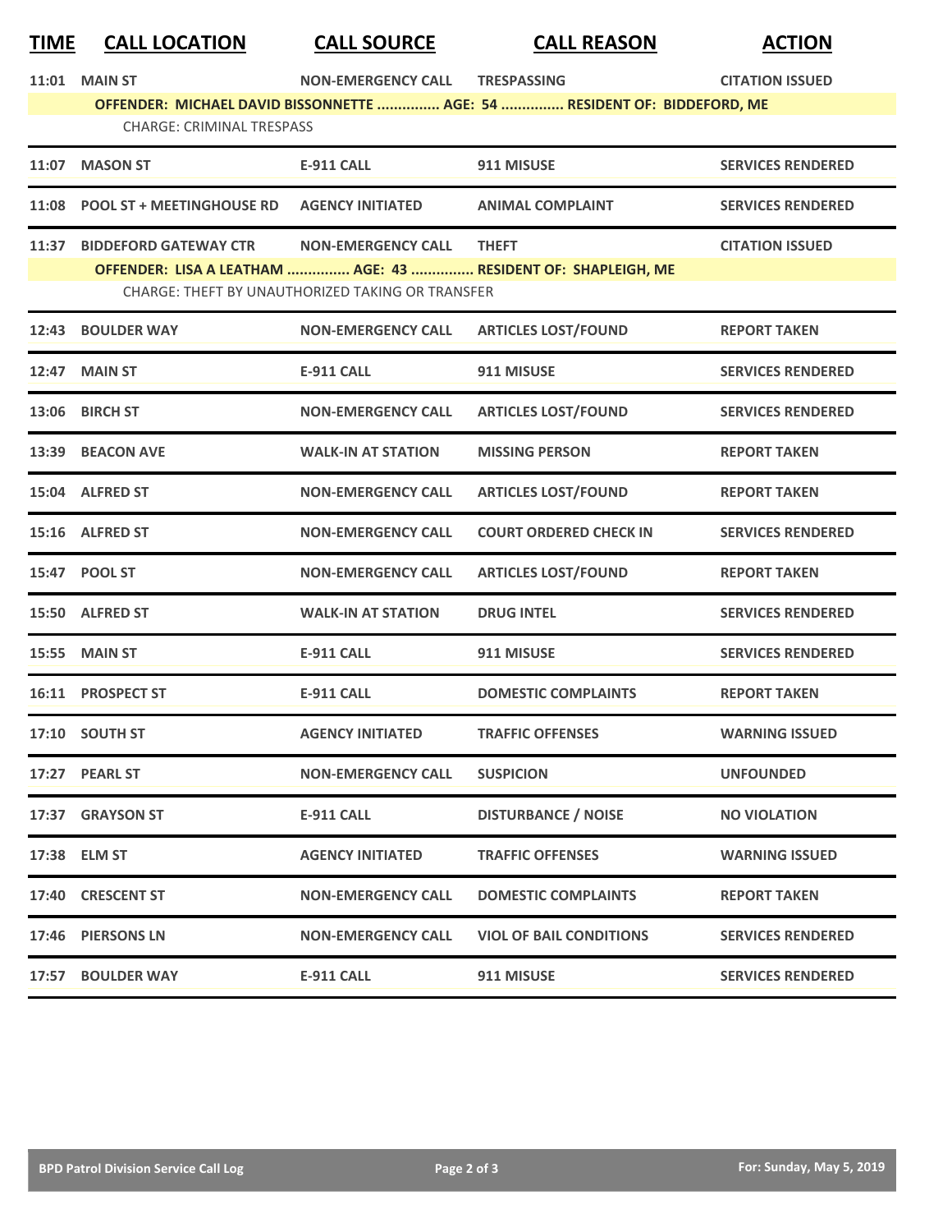| TIME | CALL LOCATION | CALL SOURCE | CALL REASON | ACTION |
|---|---|---|---|---|
| 11:01 | MAIN ST | NON-EMERGENCY CALL | TRESPASSING | CITATION ISSUED |
| | **OFFENDER: MICHAEL DAVID BISSONNETTE ............... AGE: 54 ............... RESIDENT OF: BIDDEFORD, ME** | | | |
| | CHARGE: CRIMINAL TRESPASS | | | |
| 11:07 | MASON ST | E-911 CALL | 911 MISUSE | SERVICES RENDERED |
| 11:08 | POOL ST + MEETINGHOUSE RD | AGENCY INITIATED | ANIMAL COMPLAINT | SERVICES RENDERED |
| 11:37 | BIDDEFORD GATEWAY CTR | NON-EMERGENCY CALL | THEFT | CITATION ISSUED |
| | **OFFENDER: LISA A LEATHAM ............... AGE: 43 ............... RESIDENT OF: SHAPLEIGH, ME** | | | |
| | CHARGE: THEFT BY UNAUTHORIZED TAKING OR TRANSFER | | | |
| 12:43 | BOULDER WAY | NON-EMERGENCY CALL | ARTICLES LOST/FOUND | REPORT TAKEN |
| 12:47 | MAIN ST | E-911 CALL | 911 MISUSE | SERVICES RENDERED |
| 13:06 | BIRCH ST | NON-EMERGENCY CALL | ARTICLES LOST/FOUND | SERVICES RENDERED |
| 13:39 | BEACON AVE | WALK-IN AT STATION | MISSING PERSON | REPORT TAKEN |
| 15:04 | ALFRED ST | NON-EMERGENCY CALL | ARTICLES LOST/FOUND | REPORT TAKEN |
| 15:16 | ALFRED ST | NON-EMERGENCY CALL | COURT ORDERED CHECK IN | SERVICES RENDERED |
| 15:47 | POOL ST | NON-EMERGENCY CALL | ARTICLES LOST/FOUND | REPORT TAKEN |
| 15:50 | ALFRED ST | WALK-IN AT STATION | DRUG INTEL | SERVICES RENDERED |
| 15:55 | MAIN ST | E-911 CALL | 911 MISUSE | SERVICES RENDERED |
| 16:11 | PROSPECT ST | E-911 CALL | DOMESTIC COMPLAINTS | REPORT TAKEN |
| 17:10 | SOUTH ST | AGENCY INITIATED | TRAFFIC OFFENSES | WARNING ISSUED |
| 17:27 | PEARL ST | NON-EMERGENCY CALL | SUSPICION | UNFOUNDED |
| 17:37 | GRAYSON ST | E-911 CALL | DISTURBANCE / NOISE | NO VIOLATION |
| 17:38 | ELM ST | AGENCY INITIATED | TRAFFIC OFFENSES | WARNING ISSUED |
| 17:40 | CRESCENT ST | NON-EMERGENCY CALL | DOMESTIC COMPLAINTS | REPORT TAKEN |
| 17:46 | PIERSONS LN | NON-EMERGENCY CALL | VIOL OF BAIL CONDITIONS | SERVICES RENDERED |
| 17:57 | BOULDER WAY | E-911 CALL | 911 MISUSE | SERVICES RENDERED |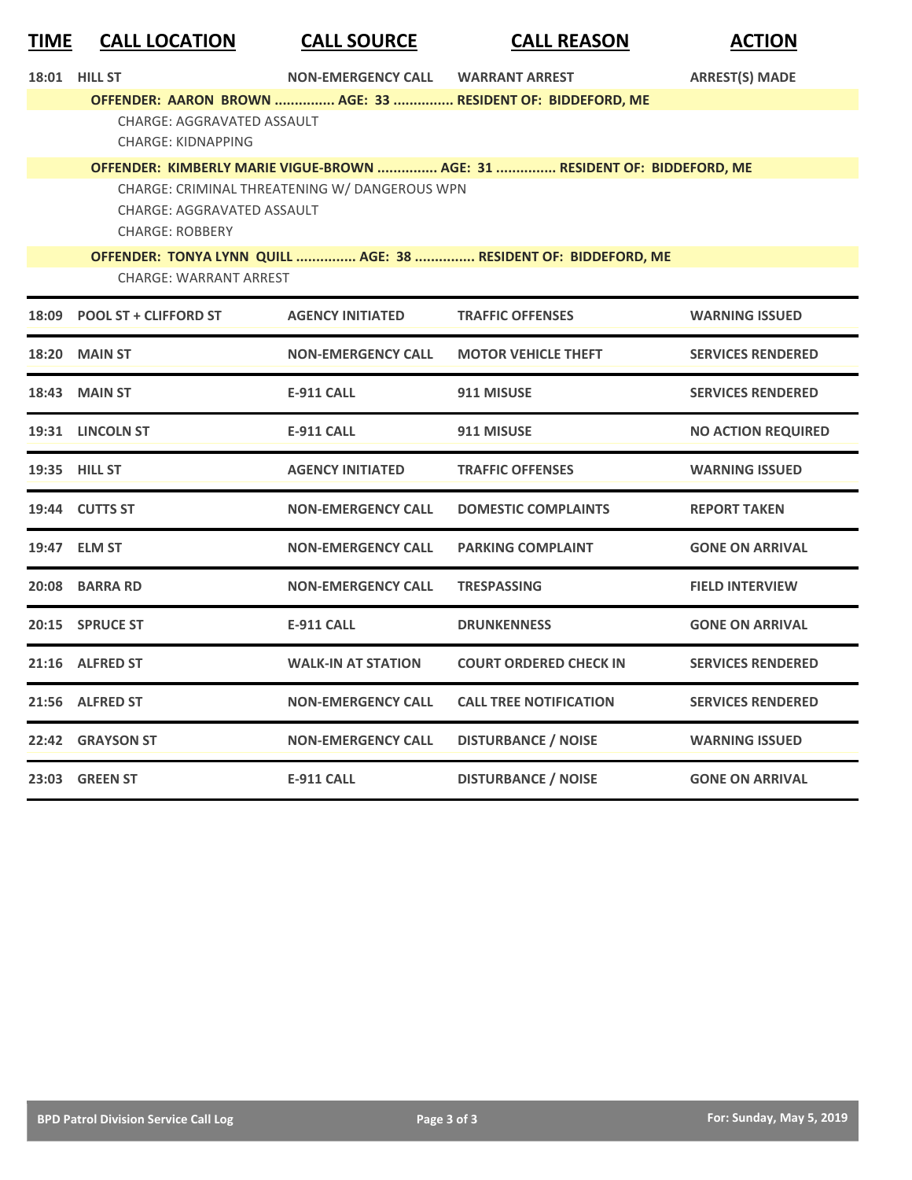| TIME | CALL LOCATION | CALL SOURCE | CALL REASON | ACTION |
| --- | --- | --- | --- | --- |
| 18:01 | HILL ST | NON-EMERGENCY CALL | WARRANT ARREST | ARREST(S) MADE |
| | OFFENDER: AARON BROWN ............... AGE: 33 ............... RESIDENT OF: BIDDEFORD, ME | | | |
| | CHARGE: AGGRAVATED ASSAULT | | | |
| | CHARGE: KIDNAPPING | | | |
| | OFFENDER: KIMBERLY MARIE VIGUE-BROWN ............... AGE: 31 ............... RESIDENT OF: BIDDEFORD, ME | | | |
| | CHARGE: CRIMINAL THREATENING W/ DANGEROUS WPN | | | |
| | CHARGE: AGGRAVATED ASSAULT | | | |
| | CHARGE: ROBBERY | | | |
| | OFFENDER: TONYA LYNN QUILL ............... AGE: 38 ............... RESIDENT OF: BIDDEFORD, ME | | | |
| | CHARGE: WARRANT ARREST | | | |
| 18:09 | POOL ST + CLIFFORD ST | AGENCY INITIATED | TRAFFIC OFFENSES | WARNING ISSUED |
| 18:20 | MAIN ST | NON-EMERGENCY CALL | MOTOR VEHICLE THEFT | SERVICES RENDERED |
| 18:43 | MAIN ST | E-911 CALL | 911 MISUSE | SERVICES RENDERED |
| 19:31 | LINCOLN ST | E-911 CALL | 911 MISUSE | NO ACTION REQUIRED |
| 19:35 | HILL ST | AGENCY INITIATED | TRAFFIC OFFENSES | WARNING ISSUED |
| 19:44 | CUTTS ST | NON-EMERGENCY CALL | DOMESTIC COMPLAINTS | REPORT TAKEN |
| 19:47 | ELM ST | NON-EMERGENCY CALL | PARKING COMPLAINT | GONE ON ARRIVAL |
| 20:08 | BARRA RD | NON-EMERGENCY CALL | TRESPASSING | FIELD INTERVIEW |
| 20:15 | SPRUCE ST | E-911 CALL | DRUNKENNESS | GONE ON ARRIVAL |
| 21:16 | ALFRED ST | WALK-IN AT STATION | COURT ORDERED CHECK IN | SERVICES RENDERED |
| 21:56 | ALFRED ST | NON-EMERGENCY CALL | CALL TREE NOTIFICATION | SERVICES RENDERED |
| 22:42 | GRAYSON ST | NON-EMERGENCY CALL | DISTURBANCE / NOISE | WARNING ISSUED |
| 23:03 | GREEN ST | E-911 CALL | DISTURBANCE / NOISE | GONE ON ARRIVAL |